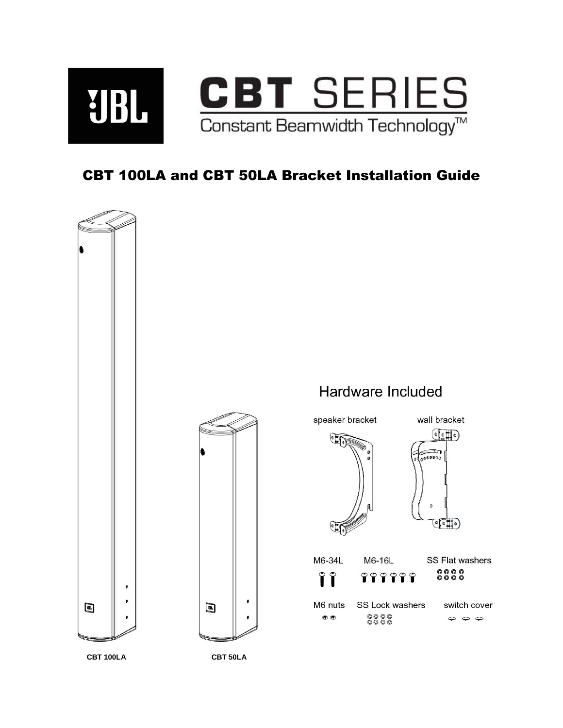JBL

# CBT SERIES

Constant Beamwidth Technology™

## CBT 100LA and CBT 50LA Bracket Installation Guide

**CBT 100LA**

**CBT 50LA**

### Hardware Included

speaker bracket

wall bracket

M6-34L

M6-16L

SS Flat washers

M6 nuts

SS Lock washers

switch cover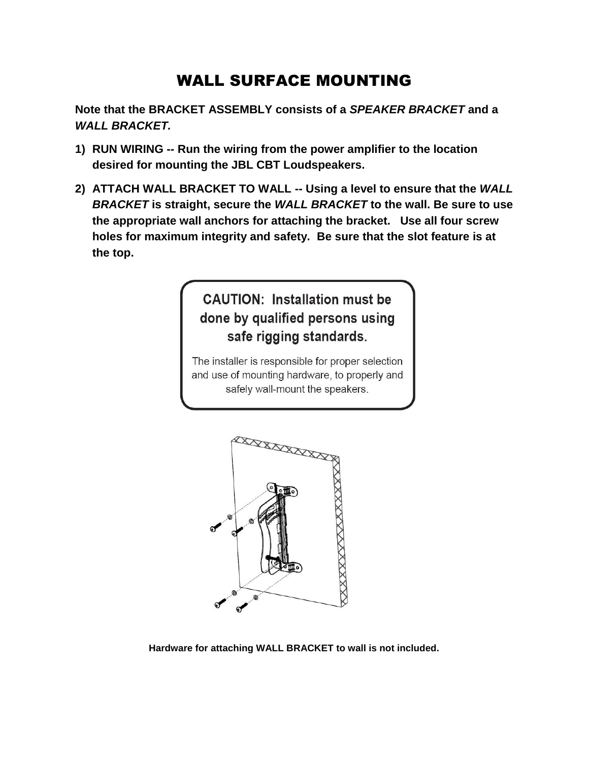# WALL SURFACE MOUNTING

**Note that the BRACKET ASSEMBLY consists of a *SPEAKER BRACKET* and a *WALL BRACKET.***

1) **RUN WIRING -- Run the wiring from the power amplifier to the location desired for mounting the JBL CBT Loudspeakers.**
2) **ATTACH WALL BRACKET TO WALL -- Using a level to ensure that the *WALL BRACKET* is straight, secure the *WALL BRACKET* to the wall. Be sure to use the appropriate wall anchors for attaching the bracket. Use all four screw holes for maximum integrity and safety. Be sure that the slot feature is at the top.**

> **CAUTION: Installation must be done by qualified persons using safe rigging standards.**
>
> The installer is responsible for proper selection and use of mounting hardware, to properly and safely wall-mount the speakers.

**Hardware for attaching WALL BRACKET to wall is not included.**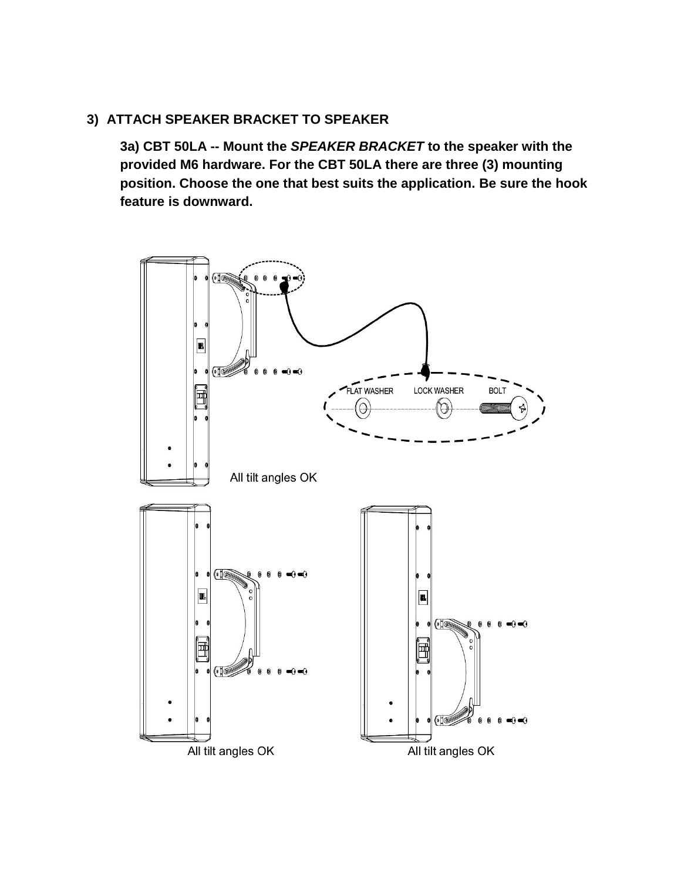### 3) ATTACH SPEAKER BRACKET TO SPEAKER

**3a) CBT 50LA -- Mount the *SPEAKER BRACKET* to the speaker with the provided M6 hardware. For the CBT 50LA there are three (3) mounting position. Choose the one that best suits the application. Be sure the hook feature is downward.**

FLAT WASHER LOCK WASHER BOLT

All tilt angles OK

All tilt angles OK

All tilt angles OK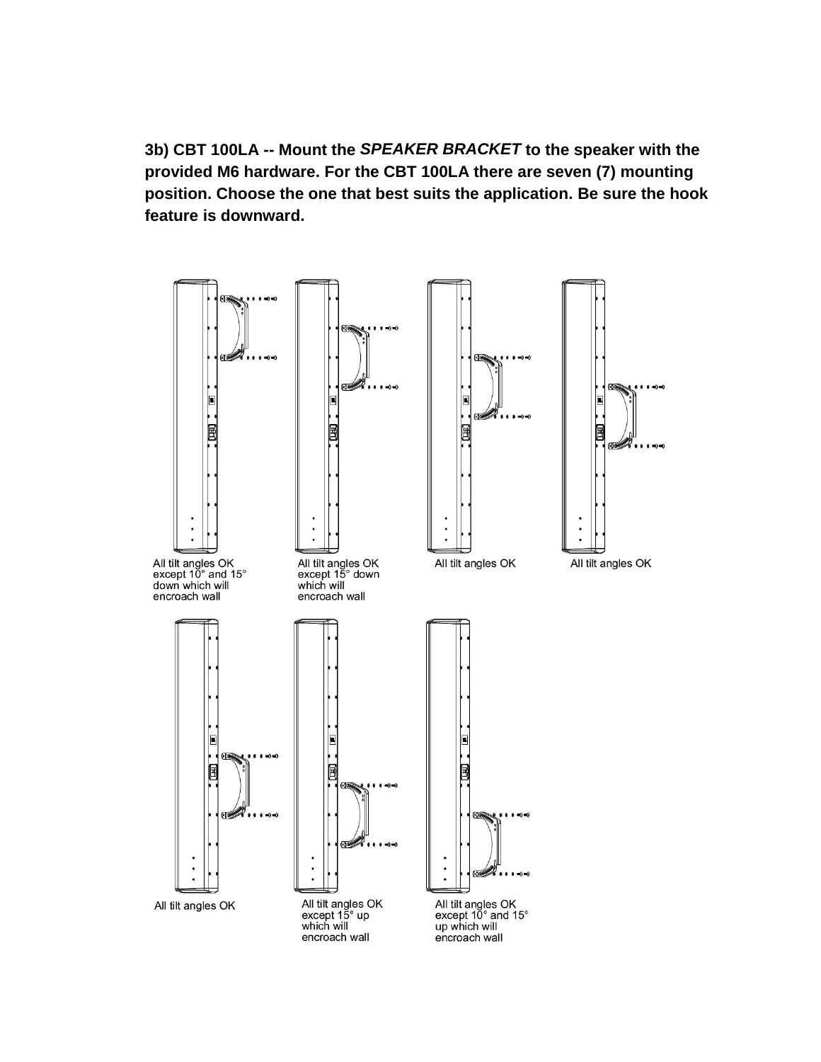**3b) CBT 100LA -- Mount the *SPEAKER BRACKET* to the speaker with the provided M6 hardware. For the CBT 100LA there are seven (7) mounting position. Choose the one that best suits the application. Be sure the hook feature is downward.**

All tilt angles OK except 10° and 15° down which will encroach wall

All tilt angles OK except 15° down which will encroach wall

All tilt angles OK

All tilt angles OK

All tilt angles OK

All tilt angles OK except 15° up which will encroach wall

All tilt angles OK except 10° and 15° up which will encroach wall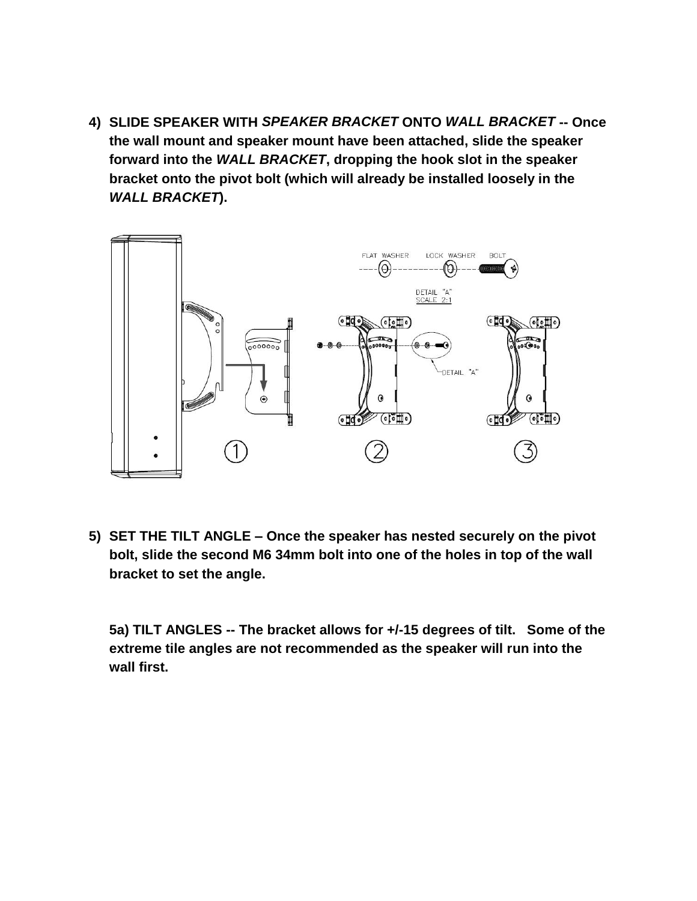4) **SLIDE SPEAKER WITH *SPEAKER BRACKET* ONTO *WALL BRACKET* -- Once the wall mount and speaker mount have been attached, slide the speaker forward into the *WALL BRACKET*, dropping the hook slot in the speaker bracket onto the pivot bolt (which will already be installed loosely in the *WALL BRACKET*).**

FLAT WASHER LOCK WASHER BOLT

DETAIL "A"
SCALE 2:1

DETAIL "A"

① ② ③

5) **SET THE TILT ANGLE – Once the speaker has nested securely on the pivot bolt, slide the second M6 34mm bolt into one of the holes in top of the wall bracket to set the angle.**

**5a) TILT ANGLES -- The bracket allows for +/-15 degrees of tilt. Some of the extreme tile angles are not recommended as the speaker will run into the wall first.**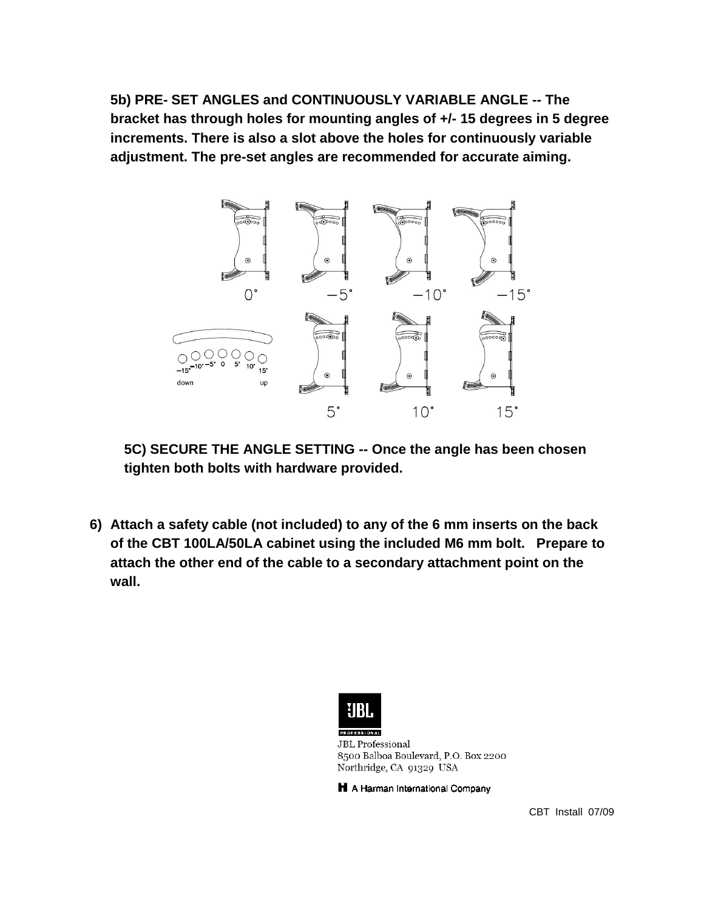**5b) PRE- SET ANGLES and CONTINUOUSLY VARIABLE ANGLE -- The bracket has through holes for mounting angles of +/- 15 degrees in 5 degree increments. There is also a slot above the holes for continuously variable adjustment. The pre-set angles are recommended for accurate aiming.**

0˚ −5˚ −10˚ −15˚

−15˚ −10˚ −5˚ 0 5˚ 10˚ 15˚

down up

5˚ 10˚ 15˚

**5C) SECURE THE ANGLE SETTING -- Once the angle has been chosen tighten both bolts with hardware provided.**

**6) Attach a safety cable (not included) to any of the 6 mm inserts on the back of the CBT 100LA/50LA cabinet using the included M6 mm bolt. Prepare to attach the other end of the cable to a secondary attachment point on the wall.**

JBL PROFESSIONAL

JBL Professional
8500 Balboa Boulevard, P.O. Box 2200
Northridge, CA 91329 USA

A Harman International Company

CBT Install 07/09